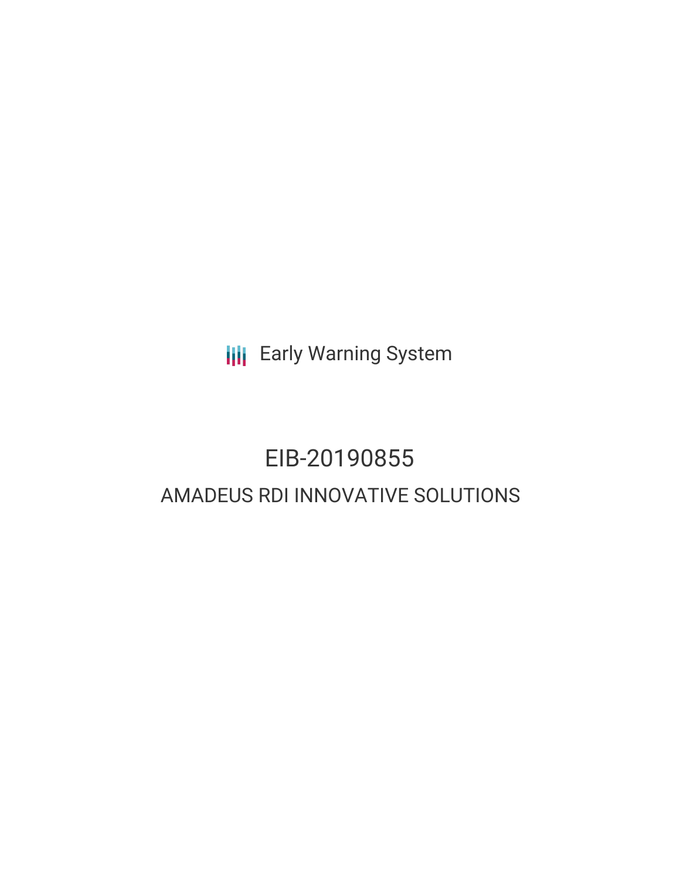Early Warning System

# EIB-20190855

## AMADEUS RDI INNOVATIVE SOLUTIONS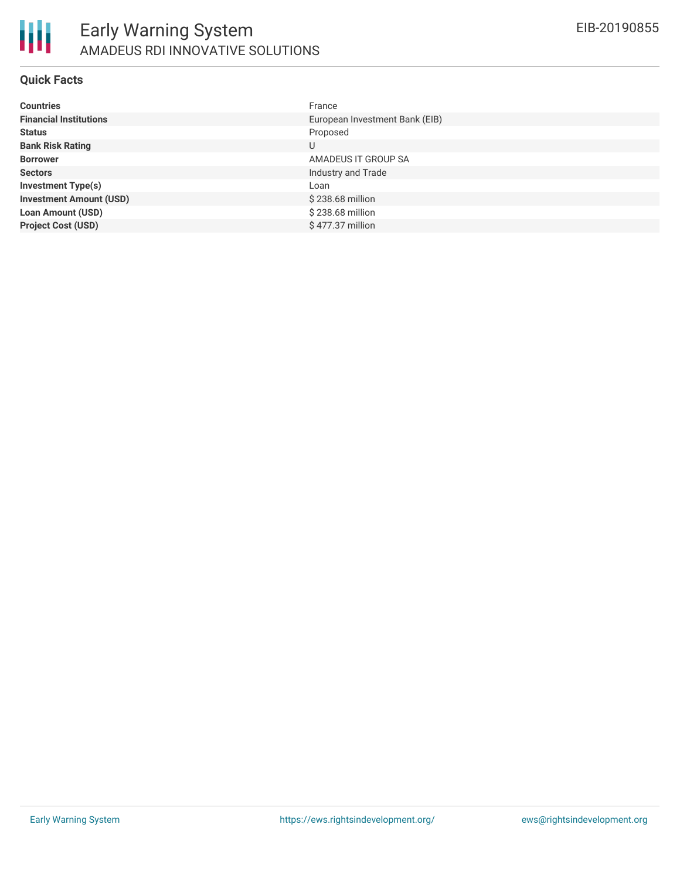# Early Warning System

## AMADEUS RDI INNOVATIVE SOLUTIONS

EIB-20190855

### Quick Facts

| | |
|---|---|
| **Countries** | France |
| **Financial Institutions** | European Investment Bank (EIB) |
| **Status** | Proposed |
| **Bank Risk Rating** | U |
| **Borrower** | AMADEUS IT GROUP SA |
| **Sectors** | Industry and Trade |
| **Investment Type(s)** | Loan |
| **Investment Amount (USD)** | $ 238.68 million |
| **Loan Amount (USD)** | $ 238.68 million |
| **Project Cost (USD)** | $ 477.37 million |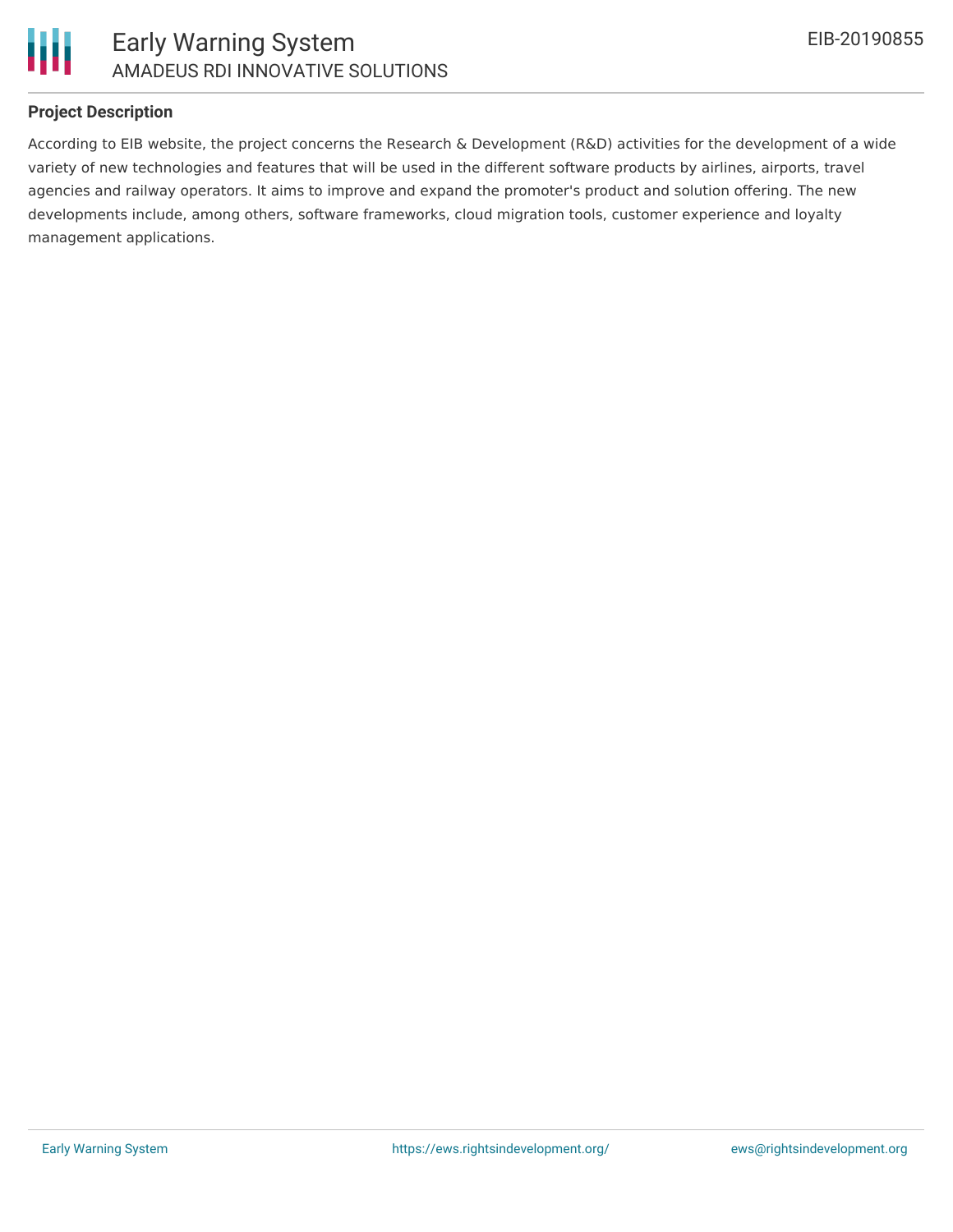## Project Description

According to EIB website, the project concerns the Research & Development (R&D) activities for the development of a wide variety of new technologies and features that will be used in the different software products by airlines, airports, travel agencies and railway operators. It aims to improve and expand the promoter's product and solution offering. The new developments include, among others, software frameworks, cloud migration tools, customer experience and loyalty management applications.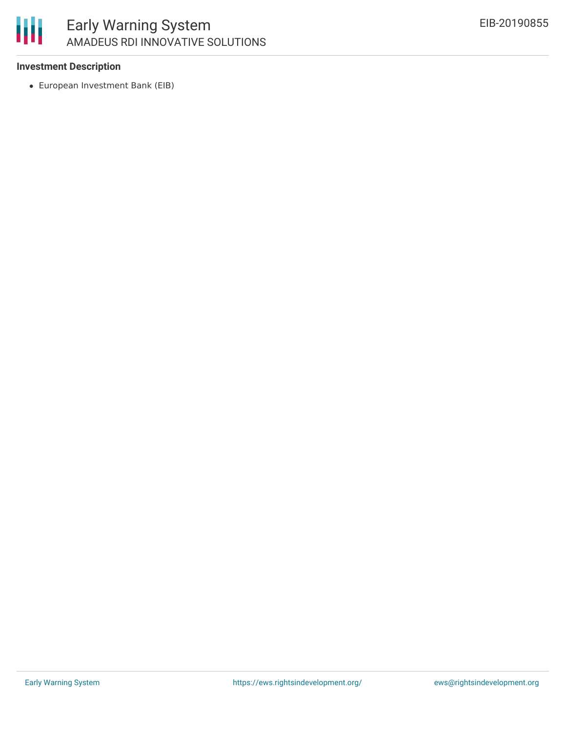### Investment Description

- European Investment Bank (EIB)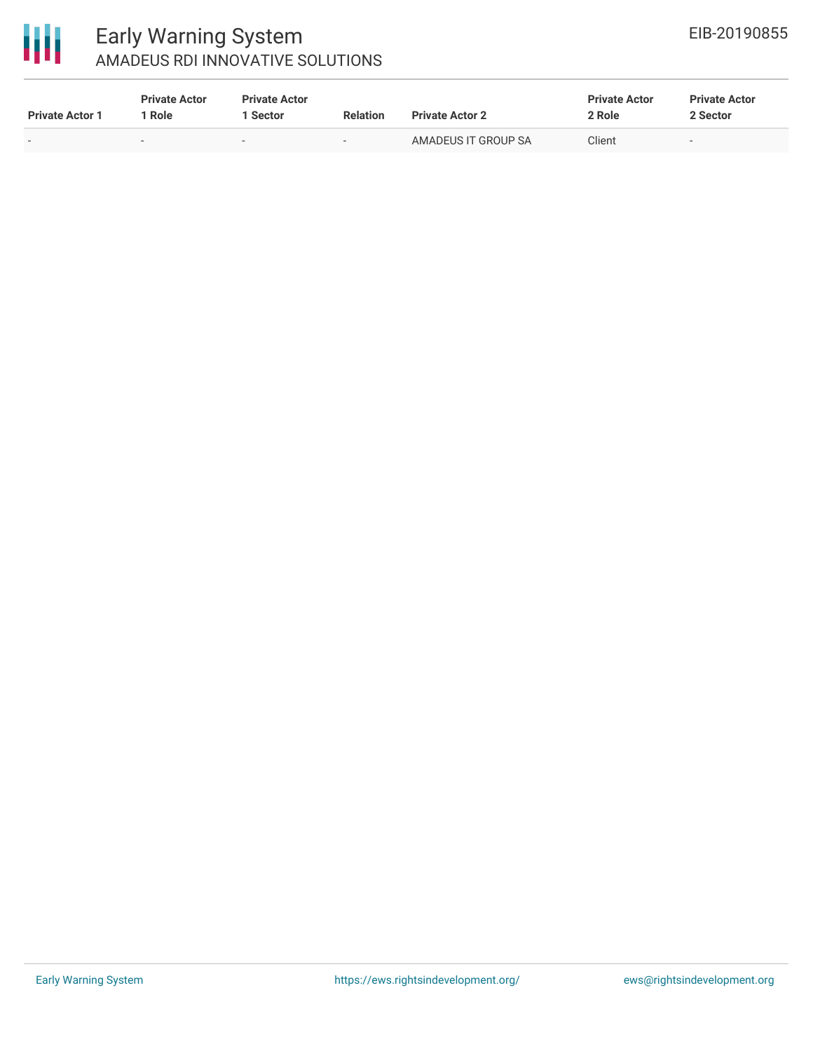| Private Actor 1 | Private Actor 1 Role | Private Actor 1 Sector | Relation | Private Actor 2 | Private Actor 2 Role | Private Actor 2 Sector |
|---|---|---|---|---|---|---|
| - | - | - | - | AMADEUS IT GROUP SA | Client | - |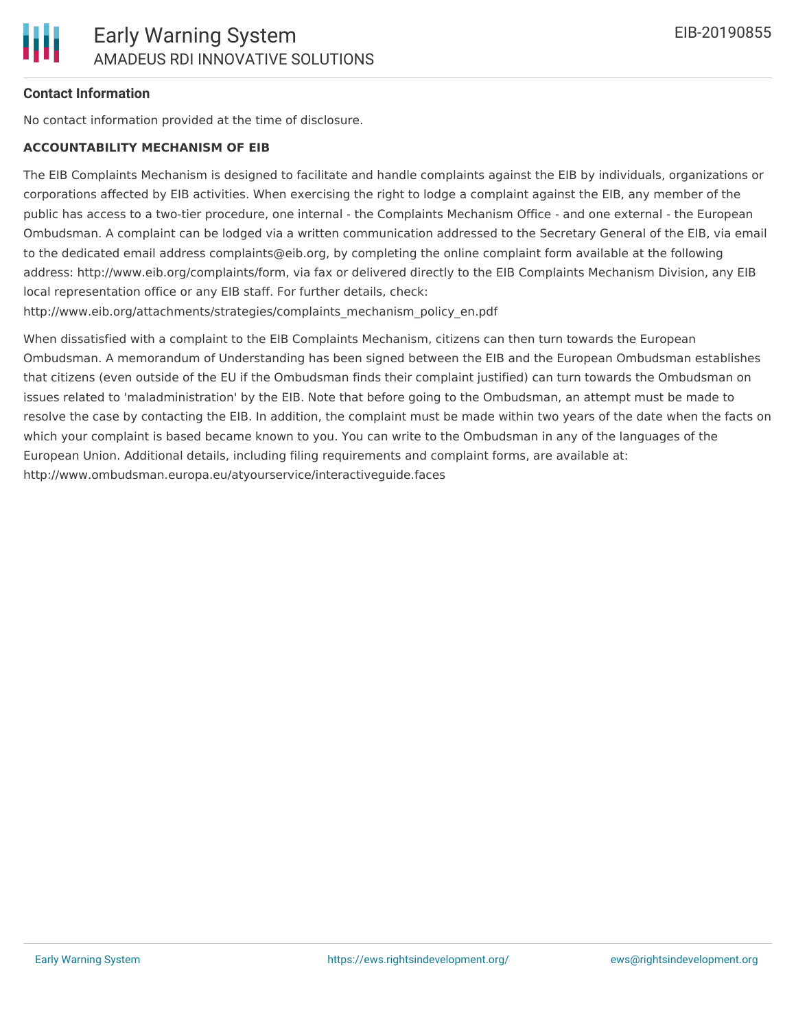## Contact Information

No contact information provided at the time of disclosure.

### ACCOUNTABILITY MECHANISM OF EIB

The EIB Complaints Mechanism is designed to facilitate and handle complaints against the EIB by individuals, organizations or corporations affected by EIB activities. When exercising the right to lodge a complaint against the EIB, any member of the public has access to a two-tier procedure, one internal - the Complaints Mechanism Office - and one external - the European Ombudsman. A complaint can be lodged via a written communication addressed to the Secretary General of the EIB, via email to the dedicated email address complaints@eib.org, by completing the online complaint form available at the following address: http://www.eib.org/complaints/form, via fax or delivered directly to the EIB Complaints Mechanism Division, any EIB local representation office or any EIB staff. For further details, check: http://www.eib.org/attachments/strategies/complaints_mechanism_policy_en.pdf

When dissatisfied with a complaint to the EIB Complaints Mechanism, citizens can then turn towards the European Ombudsman. A memorandum of Understanding has been signed between the EIB and the European Ombudsman establishes that citizens (even outside of the EU if the Ombudsman finds their complaint justified) can turn towards the Ombudsman on issues related to 'maladministration' by the EIB. Note that before going to the Ombudsman, an attempt must be made to resolve the case by contacting the EIB. In addition, the complaint must be made within two years of the date when the facts on which your complaint is based became known to you. You can write to the Ombudsman in any of the languages of the European Union. Additional details, including filing requirements and complaint forms, are available at: http://www.ombudsman.europa.eu/atyourservice/interactiveguide.faces